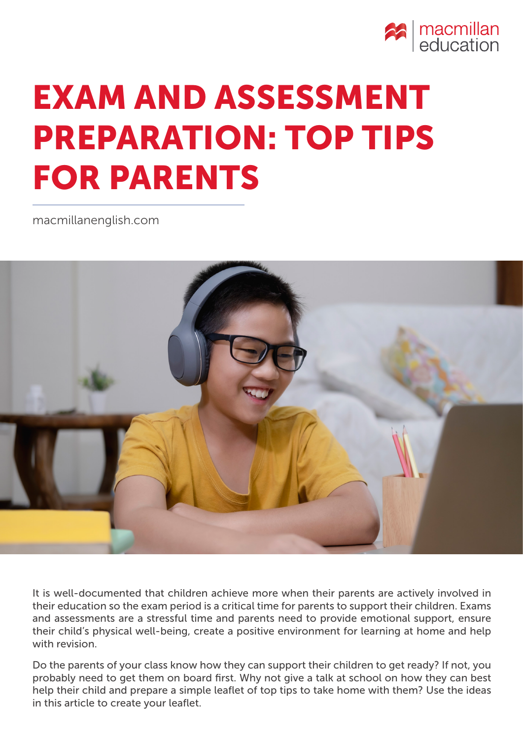# EXAM AND ASSESSMENT PREPARATION: TOP TIPS FOR PARENTS

macmillanenglish.com

It is well-documented that children achieve more when their parents are actively involved in their education so the exam period is a critical time for parents to support their children. Exams and assessments are a stressful time and parents need to provide emotional support, ensure their child's physical well-being, create a positive environment for learning at home and help with revision.

Do the parents of your class know how they can support their children to get ready? If not, you probably need to get them on board first. Why not give a talk at school on how they can best help their child and prepare a simple leaflet of top tips to take home with them? Use the ideas in this article to create your leaflet.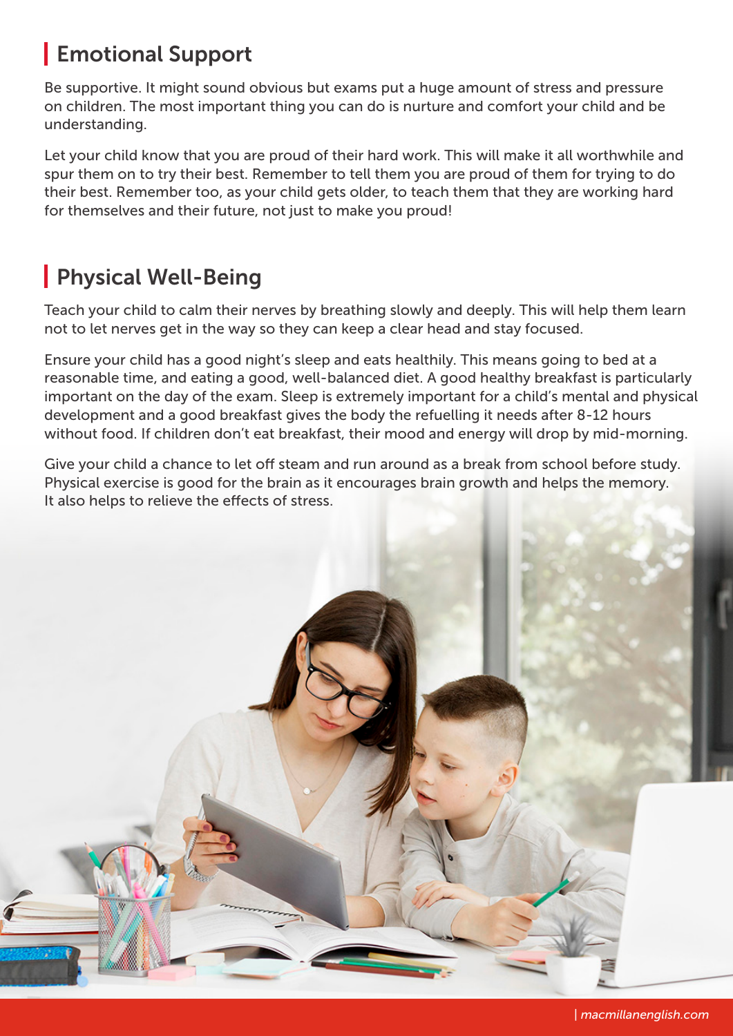## Emotional Support

Be supportive. It might sound obvious but exams put a huge amount of stress and pressure on children. The most important thing you can do is nurture and comfort your child and be understanding.

Let your child know that you are proud of their hard work. This will make it all worthwhile and spur them on to try their best. Remember to tell them you are proud of them for trying to do their best. Remember too, as your child gets older, to teach them that they are working hard for themselves and their future, not just to make you proud!

## Physical Well-Being

Teach your child to calm their nerves by breathing slowly and deeply. This will help them learn not to let nerves get in the way so they can keep a clear head and stay focused.

Ensure your child has a good night's sleep and eats healthily. This means going to bed at a reasonable time, and eating a good, well-balanced diet. A good healthy breakfast is particularly important on the day of the exam. Sleep is extremely important for a child's mental and physical development and a good breakfast gives the body the refuelling it needs after 8-12 hours without food. If children don't eat breakfast, their mood and energy will drop by mid-morning.

Give your child a chance to let off steam and run around as a break from school before study. Physical exercise is good for the brain as it encourages brain growth and helps the memory. It also helps to relieve the effects of stress.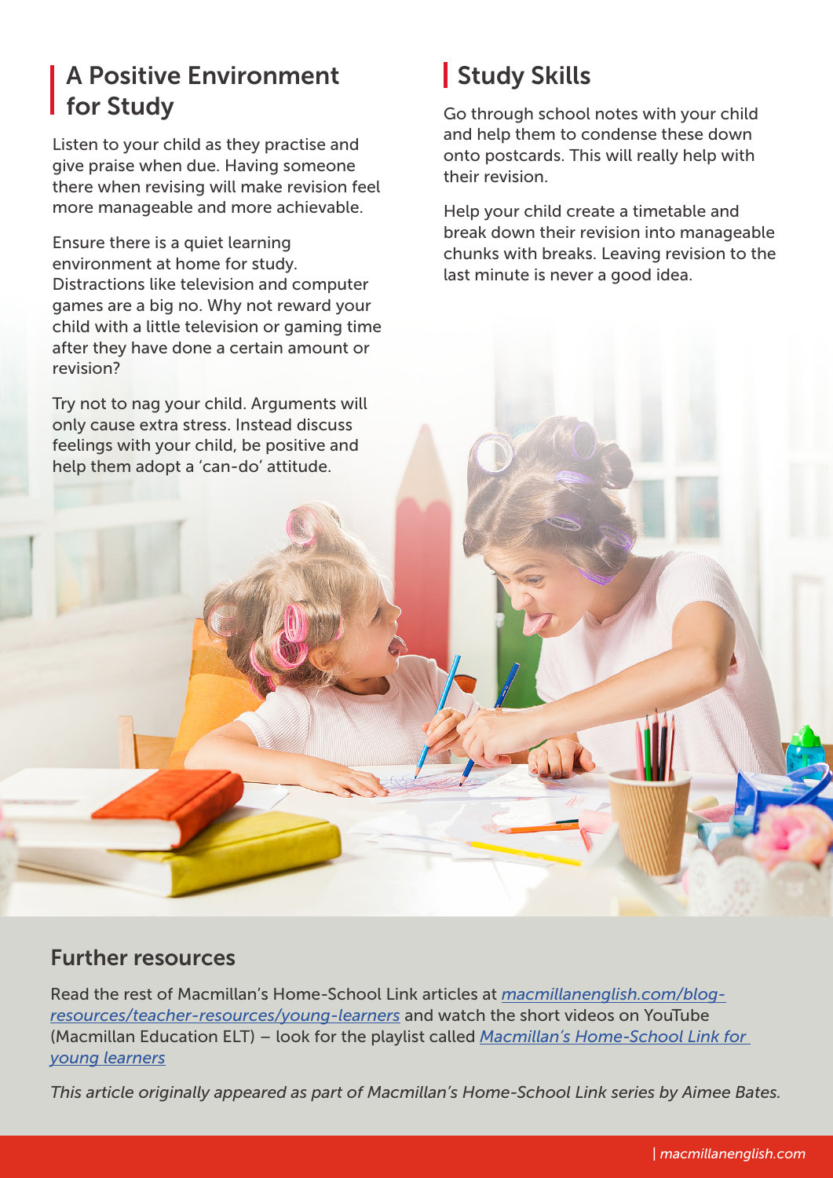## A Positive Environment for Study

Listen to your child as they practise and give praise when due. Having someone there when revising will make revision feel more manageable and more achievable.

Ensure there is a quiet learning environment at home for study. Distractions like television and computer games are a big no. Why not reward your child with a little television or gaming time after they have done a certain amount or revision?

Try not to nag your child. Arguments will only cause extra stress. Instead discuss feelings with your child, be positive and help them adopt a 'can-do' attitude.

## Study Skills

Go through school notes with your child and help them to condense these down onto postcards. This will really help with their revision.

Help your child create a timetable and break down their revision into manageable chunks with breaks. Leaving revision to the last minute is never a good idea.

### Further resources

Read the rest of Macmillan's Home-School Link articles at *macmillanenglish.com/blog-resources/teacher-resources/young-learners* and watch the short videos on YouTube (Macmillan Education ELT) – look for the playlist called *Macmillan's Home-School Link for young learners*

*This article originally appeared as part of Macmillan's Home-School Link series by Aimee Bates.*